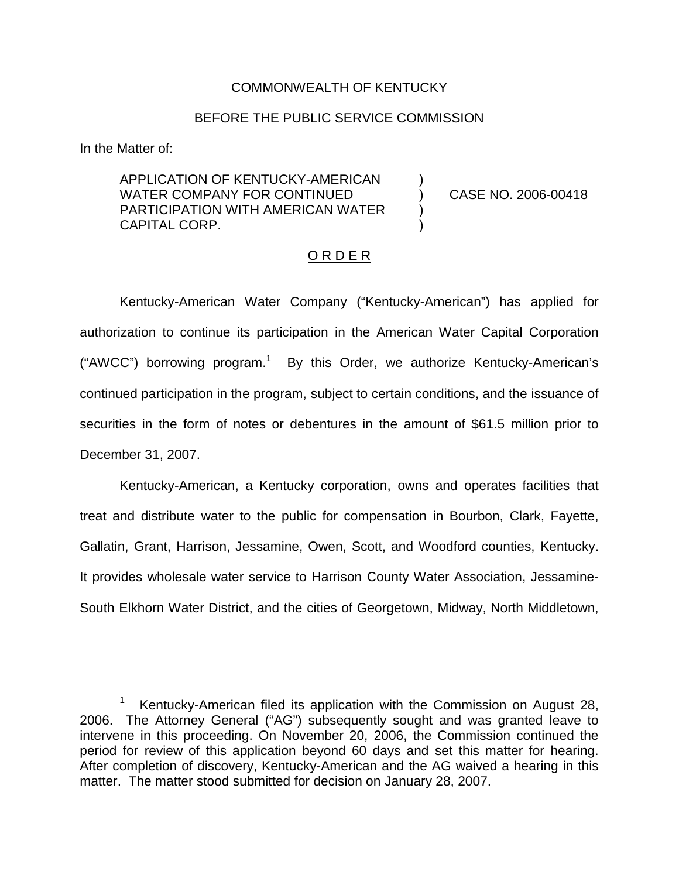COMMONWEALTH OF KENTUCKY

BEFORE THE PUBLIC SERVICE COMMISSION

In the Matter of:

| | | |
|---|---|---|
| APPLICATION OF KENTUCKY-AMERICAN WATER COMPANY FOR CONTINUED PARTICIPATION WITH AMERICAN WATER CAPITAL CORP. | ) ) ) ) | CASE NO. 2006-00418 |

O R D E R

Kentucky-American Water Company ("Kentucky-American") has applied for authorization to continue its participation in the American Water Capital Corporation ("AWCC") borrowing program.[1] By this Order, we authorize Kentucky-American's continued participation in the program, subject to certain conditions, and the issuance of securities in the form of notes or debentures in the amount of $61.5 million prior to December 31, 2007.

Kentucky-American, a Kentucky corporation, owns and operates facilities that treat and distribute water to the public for compensation in Bourbon, Clark, Fayette, Gallatin, Grant, Harrison, Jessamine, Owen, Scott, and Woodford counties, Kentucky. It provides wholesale water service to Harrison County Water Association, Jessamine-South Elkhorn Water District, and the cities of Georgetown, Midway, North Middletown,

[1] Kentucky-American filed its application with the Commission on August 28, 2006. The Attorney General ("AG") subsequently sought and was granted leave to intervene in this proceeding. On November 20, 2006, the Commission continued the period for review of this application beyond 60 days and set this matter for hearing. After completion of discovery, Kentucky-American and the AG waived a hearing in this matter. The matter stood submitted for decision on January 28, 2007.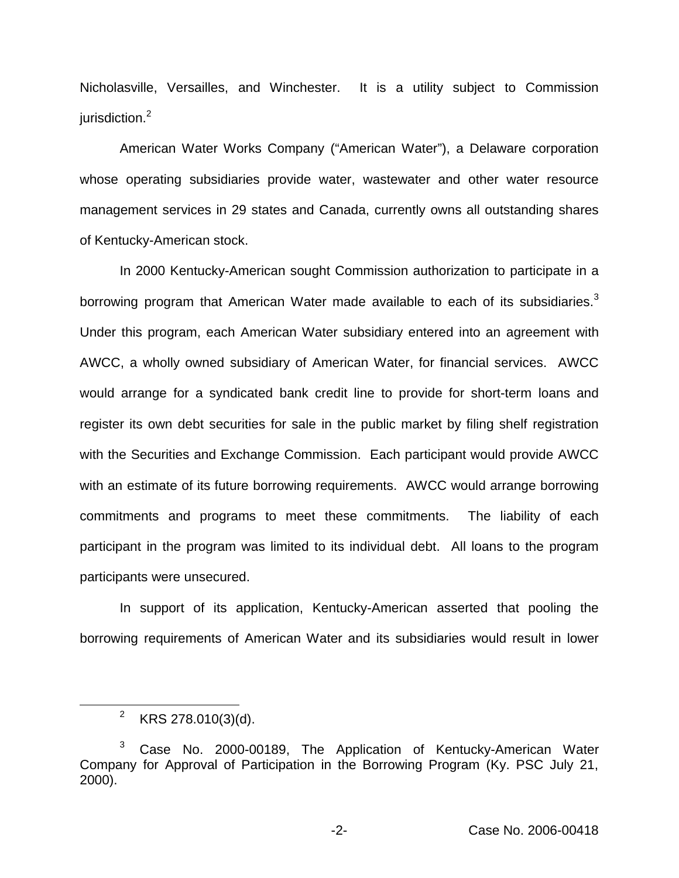Nicholasville, Versailles, and Winchester. It is a utility subject to Commission jurisdiction.[2]

American Water Works Company ("American Water"), a Delaware corporation whose operating subsidiaries provide water, wastewater and other water resource management services in 29 states and Canada, currently owns all outstanding shares of Kentucky-American stock.

In 2000 Kentucky-American sought Commission authorization to participate in a borrowing program that American Water made available to each of its subsidiaries.[3] Under this program, each American Water subsidiary entered into an agreement with AWCC, a wholly owned subsidiary of American Water, for financial services. AWCC would arrange for a syndicated bank credit line to provide for short-term loans and register its own debt securities for sale in the public market by filing shelf registration with the Securities and Exchange Commission. Each participant would provide AWCC with an estimate of its future borrowing requirements. AWCC would arrange borrowing commitments and programs to meet these commitments. The liability of each participant in the program was limited to its individual debt. All loans to the program participants were unsecured.

In support of its application, Kentucky-American asserted that pooling the borrowing requirements of American Water and its subsidiaries would result in lower

---

[2] KRS 278.010(3)(d).

[3] Case No. 2000-00189, The Application of Kentucky-American Water Company for Approval of Participation in the Borrowing Program (Ky. PSC July 21, 2000).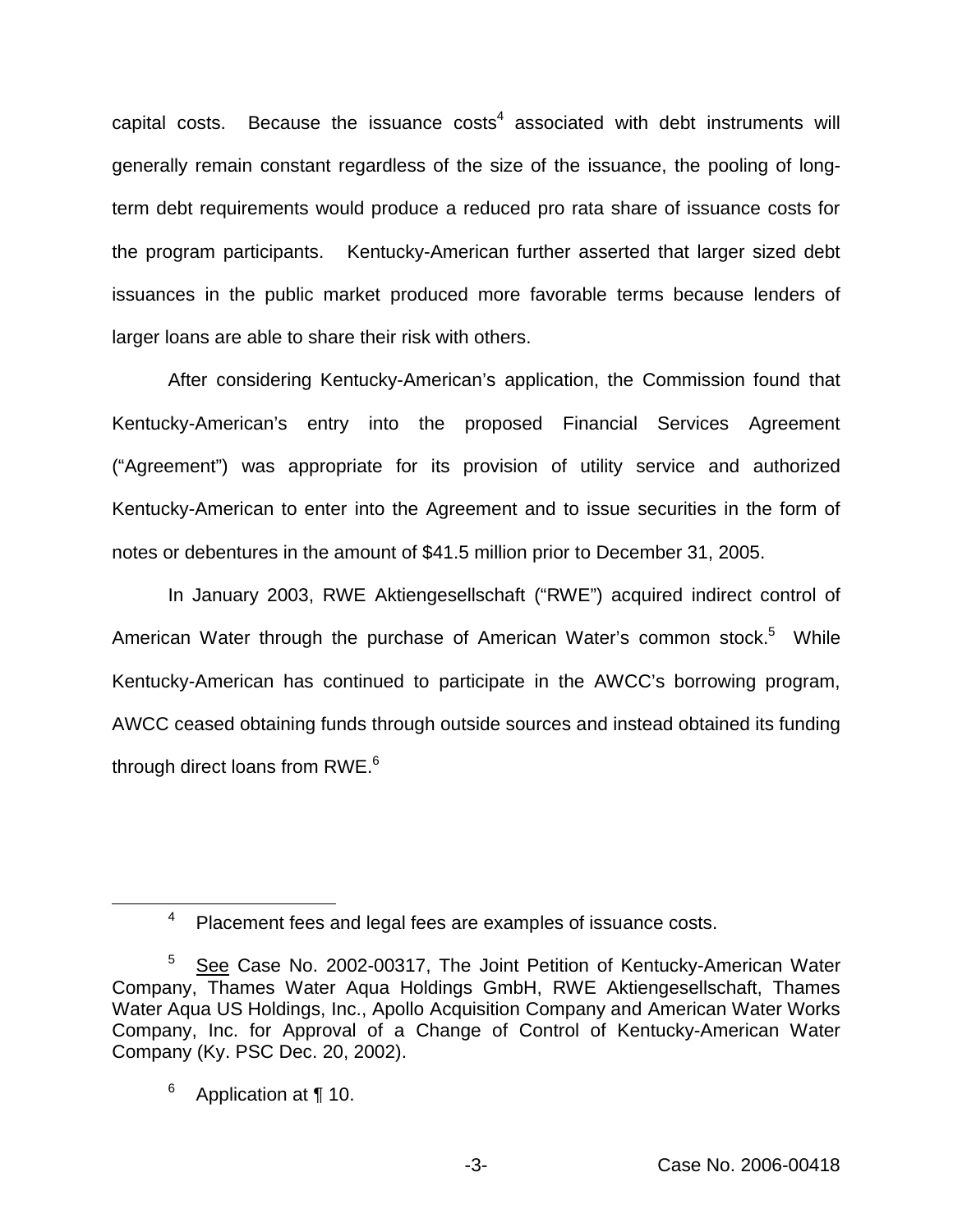capital costs. Because the issuance costs[4] associated with debt instruments will generally remain constant regardless of the size of the issuance, the pooling of long-term debt requirements would produce a reduced pro rata share of issuance costs for the program participants. Kentucky-American further asserted that larger sized debt issuances in the public market produced more favorable terms because lenders of larger loans are able to share their risk with others.

After considering Kentucky-American's application, the Commission found that Kentucky-American's entry into the proposed Financial Services Agreement ("Agreement") was appropriate for its provision of utility service and authorized Kentucky-American to enter into the Agreement and to issue securities in the form of notes or debentures in the amount of $41.5 million prior to December 31, 2005.

In January 2003, RWE Aktiengesellschaft ("RWE") acquired indirect control of American Water through the purchase of American Water's common stock.[5] While Kentucky-American has continued to participate in the AWCC's borrowing program, AWCC ceased obtaining funds through outside sources and instead obtained its funding through direct loans from RWE.[6]

---

[4] Placement fees and legal fees are examples of issuance costs.

[5] See Case No. 2002-00317, The Joint Petition of Kentucky-American Water Company, Thames Water Aqua Holdings GmbH, RWE Aktiengesellschaft, Thames Water Aqua US Holdings, Inc., Apollo Acquisition Company and American Water Works Company, Inc. for Approval of a Change of Control of Kentucky-American Water Company (Ky. PSC Dec. 20, 2002).

[6] Application at ¶ 10.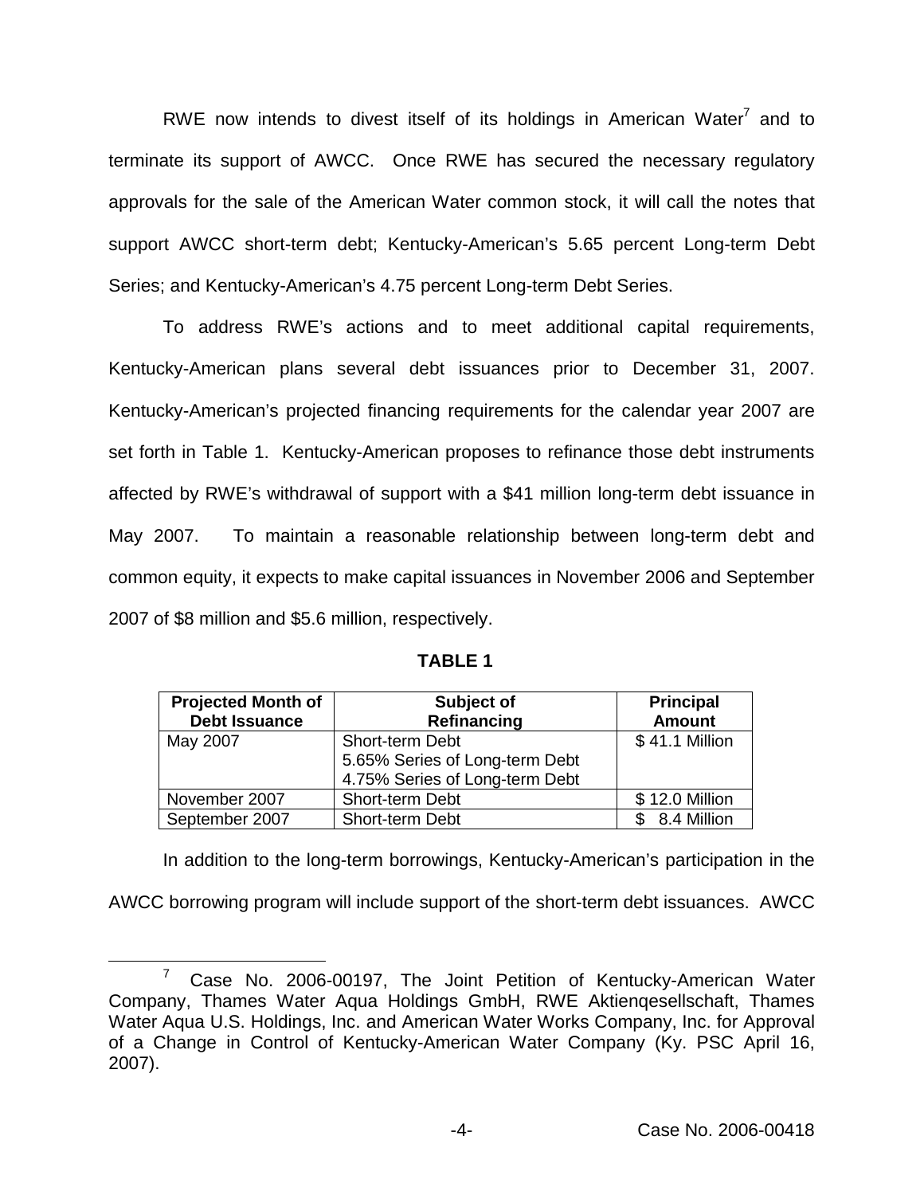RWE now intends to divest itself of its holdings in American Water[7] and to terminate its support of AWCC. Once RWE has secured the necessary regulatory approvals for the sale of the American Water common stock, it will call the notes that support AWCC short-term debt; Kentucky-American's 5.65 percent Long-term Debt Series; and Kentucky-American's 4.75 percent Long-term Debt Series.

To address RWE's actions and to meet additional capital requirements, Kentucky-American plans several debt issuances prior to December 31, 2007. Kentucky-American's projected financing requirements for the calendar year 2007 are set forth in Table 1. Kentucky-American proposes to refinance those debt instruments affected by RWE's withdrawal of support with a $41 million long-term debt issuance in May 2007. To maintain a reasonable relationship between long-term debt and common equity, it expects to make capital issuances in November 2006 and September 2007 of $8 million and $5.6 million, respectively.

**TABLE 1**

| Projected Month of Debt Issuance | Subject of Refinancing | Principal Amount |
|---|---|---|
| May 2007 | Short-term Debt<br>5.65% Series of Long-term Debt<br>4.75% Series of Long-term Debt | $ 41.1 Million |
| November 2007 | Short-term Debt | $ 12.0 Million |
| September 2007 | Short-term Debt | $ 8.4 Million |

In addition to the long-term borrowings, Kentucky-American's participation in the AWCC borrowing program will include support of the short-term debt issuances. AWCC

[7] Case No. 2006-00197, The Joint Petition of Kentucky-American Water Company, Thames Water Aqua Holdings GmbH, RWE Aktienqesellschaft, Thames Water Aqua U.S. Holdings, Inc. and American Water Works Company, Inc. for Approval of a Change in Control of Kentucky-American Water Company (Ky. PSC April 16, 2007).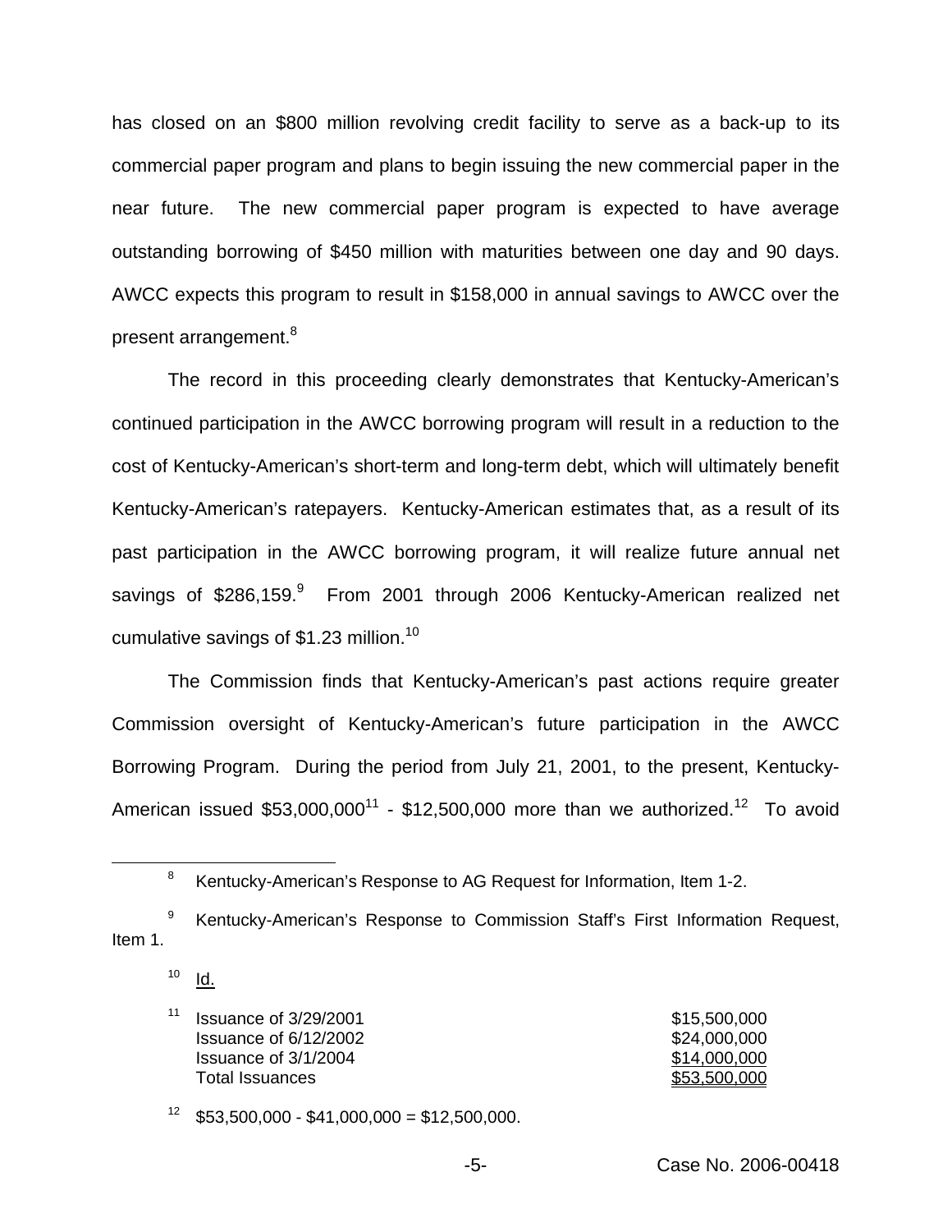has closed on an $800 million revolving credit facility to serve as a back-up to its commercial paper program and plans to begin issuing the new commercial paper in the near future. The new commercial paper program is expected to have average outstanding borrowing of $450 million with maturities between one day and 90 days. AWCC expects this program to result in $158,000 in annual savings to AWCC over the present arrangement.[8]

The record in this proceeding clearly demonstrates that Kentucky-American's continued participation in the AWCC borrowing program will result in a reduction to the cost of Kentucky-American's short-term and long-term debt, which will ultimately benefit Kentucky-American's ratepayers. Kentucky-American estimates that, as a result of its past participation in the AWCC borrowing program, it will realize future annual net savings of $286,159.[9] From 2001 through 2006 Kentucky-American realized net cumulative savings of $1.23 million.[10]

The Commission finds that Kentucky-American's past actions require greater Commission oversight of Kentucky-American's future participation in the AWCC Borrowing Program. During the period from July 21, 2001, to the present, Kentucky-American issued $53,000,000[11] - $12,500,000 more than we authorized.[12] To avoid

---

[8] Kentucky-American's Response to AG Request for Information, Item 1-2.

[9] Kentucky-American's Response to Commission Staff's First Information Request, Item 1.

[10] Id.

[11]

| | |
|---|---|
| Issuance of 3/29/2001 | $15,500,000 |
| Issuance of 6/12/2002 | $24,000,000 |
| Issuance of 3/1/2004 | $14,000,000 |
| Total Issuances | $53,500,000 |

[12] $53,500,000 - $41,000,000 = $12,500,000.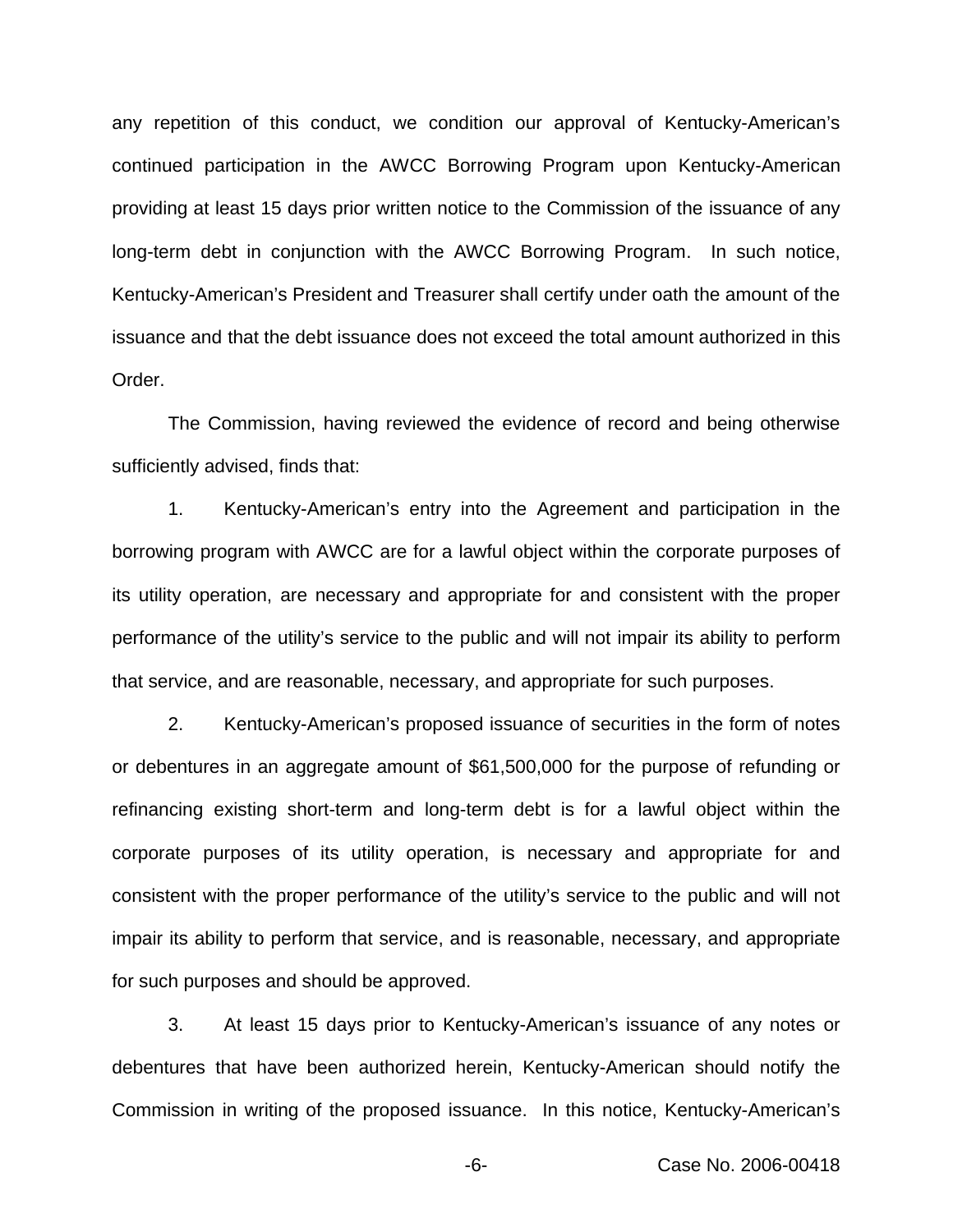any repetition of this conduct, we condition our approval of Kentucky-American's continued participation in the AWCC Borrowing Program upon Kentucky-American providing at least 15 days prior written notice to the Commission of the issuance of any long-term debt in conjunction with the AWCC Borrowing Program. In such notice, Kentucky-American's President and Treasurer shall certify under oath the amount of the issuance and that the debt issuance does not exceed the total amount authorized in this Order.

The Commission, having reviewed the evidence of record and being otherwise sufficiently advised, finds that:

1. Kentucky-American's entry into the Agreement and participation in the borrowing program with AWCC are for a lawful object within the corporate purposes of its utility operation, are necessary and appropriate for and consistent with the proper performance of the utility's service to the public and will not impair its ability to perform that service, and are reasonable, necessary, and appropriate for such purposes.

2. Kentucky-American's proposed issuance of securities in the form of notes or debentures in an aggregate amount of $61,500,000 for the purpose of refunding or refinancing existing short-term and long-term debt is for a lawful object within the corporate purposes of its utility operation, is necessary and appropriate for and consistent with the proper performance of the utility's service to the public and will not impair its ability to perform that service, and is reasonable, necessary, and appropriate for such purposes and should be approved.

3. At least 15 days prior to Kentucky-American's issuance of any notes or debentures that have been authorized herein, Kentucky-American should notify the Commission in writing of the proposed issuance. In this notice, Kentucky-American's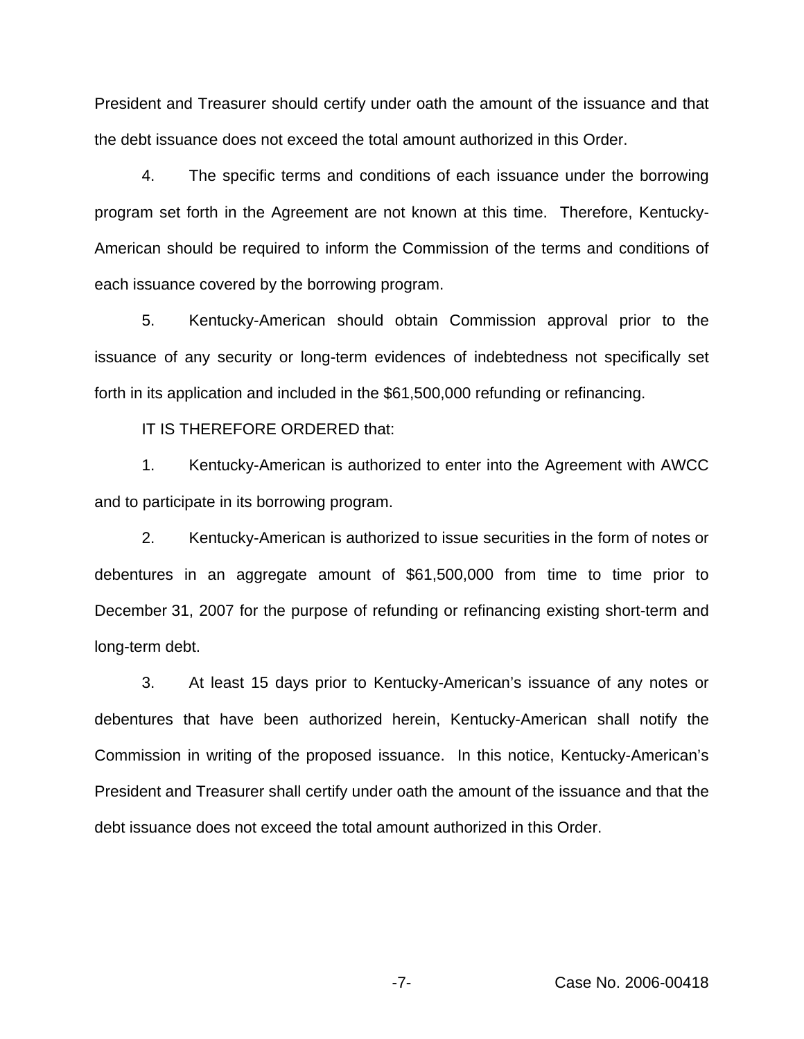President and Treasurer should certify under oath the amount of the issuance and that the debt issuance does not exceed the total amount authorized in this Order.

4. The specific terms and conditions of each issuance under the borrowing program set forth in the Agreement are not known at this time. Therefore, Kentucky-American should be required to inform the Commission of the terms and conditions of each issuance covered by the borrowing program.

5. Kentucky-American should obtain Commission approval prior to the issuance of any security or long-term evidences of indebtedness not specifically set forth in its application and included in the $61,500,000 refunding or refinancing.

IT IS THEREFORE ORDERED that:

1. Kentucky-American is authorized to enter into the Agreement with AWCC and to participate in its borrowing program.

2. Kentucky-American is authorized to issue securities in the form of notes or debentures in an aggregate amount of $61,500,000 from time to time prior to December 31, 2007 for the purpose of refunding or refinancing existing short-term and long-term debt.

3. At least 15 days prior to Kentucky-American's issuance of any notes or debentures that have been authorized herein, Kentucky-American shall notify the Commission in writing of the proposed issuance. In this notice, Kentucky-American's President and Treasurer shall certify under oath the amount of the issuance and that the debt issuance does not exceed the total amount authorized in this Order.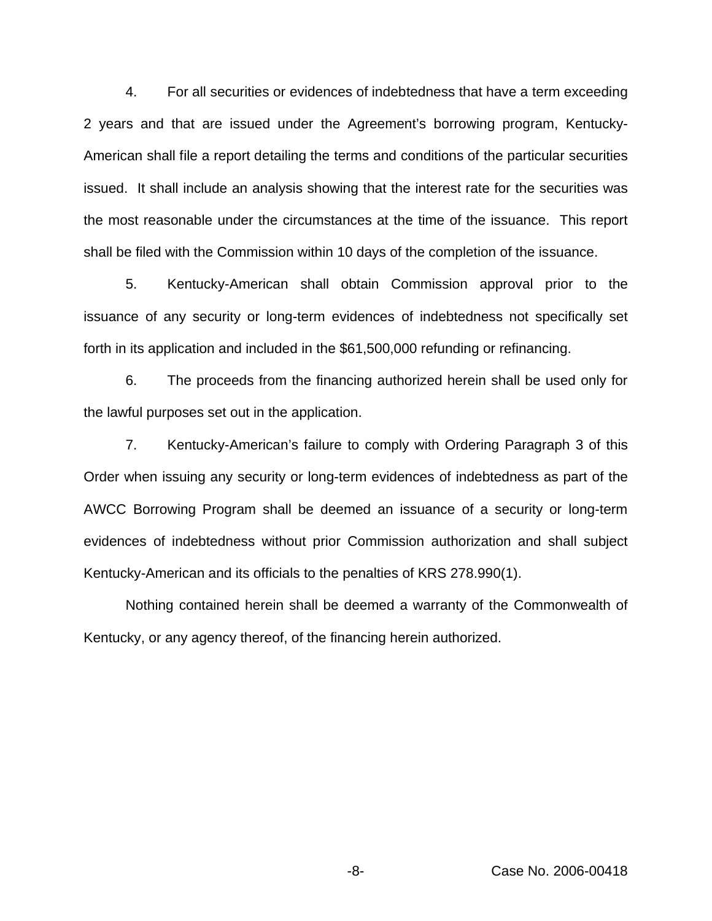4. For all securities or evidences of indebtedness that have a term exceeding 2 years and that are issued under the Agreement's borrowing program, Kentucky-American shall file a report detailing the terms and conditions of the particular securities issued. It shall include an analysis showing that the interest rate for the securities was the most reasonable under the circumstances at the time of the issuance. This report shall be filed with the Commission within 10 days of the completion of the issuance.

5. Kentucky-American shall obtain Commission approval prior to the issuance of any security or long-term evidences of indebtedness not specifically set forth in its application and included in the $61,500,000 refunding or refinancing.

6. The proceeds from the financing authorized herein shall be used only for the lawful purposes set out in the application.

7. Kentucky-American's failure to comply with Ordering Paragraph 3 of this Order when issuing any security or long-term evidences of indebtedness as part of the AWCC Borrowing Program shall be deemed an issuance of a security or long-term evidences of indebtedness without prior Commission authorization and shall subject Kentucky-American and its officials to the penalties of KRS 278.990(1).

Nothing contained herein shall be deemed a warranty of the Commonwealth of Kentucky, or any agency thereof, of the financing herein authorized.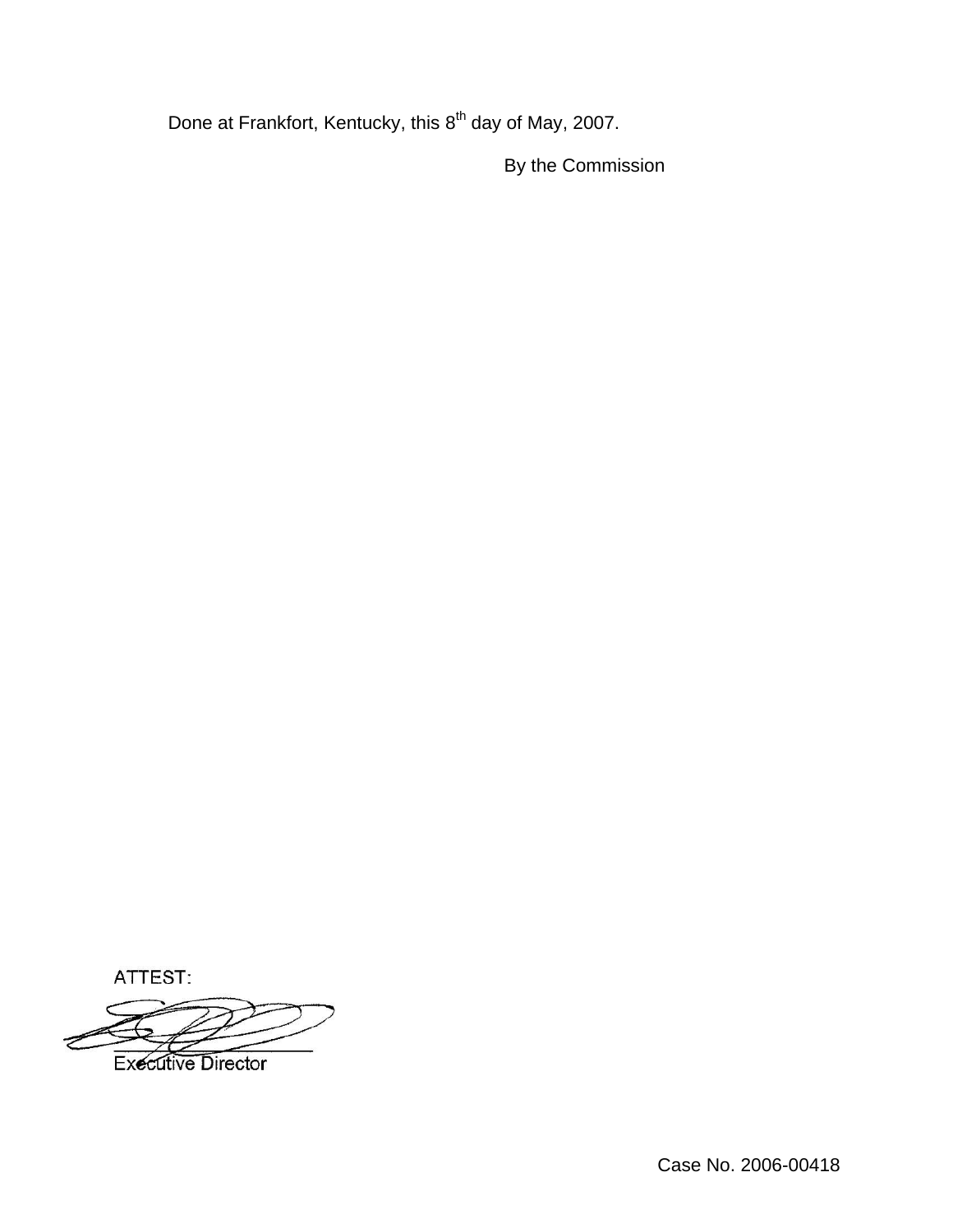Done at Frankfort, Kentucky, this 8th day of May, 2007.

By the Commission

ATTEST:

Executive Director

Case No. 2006-00418